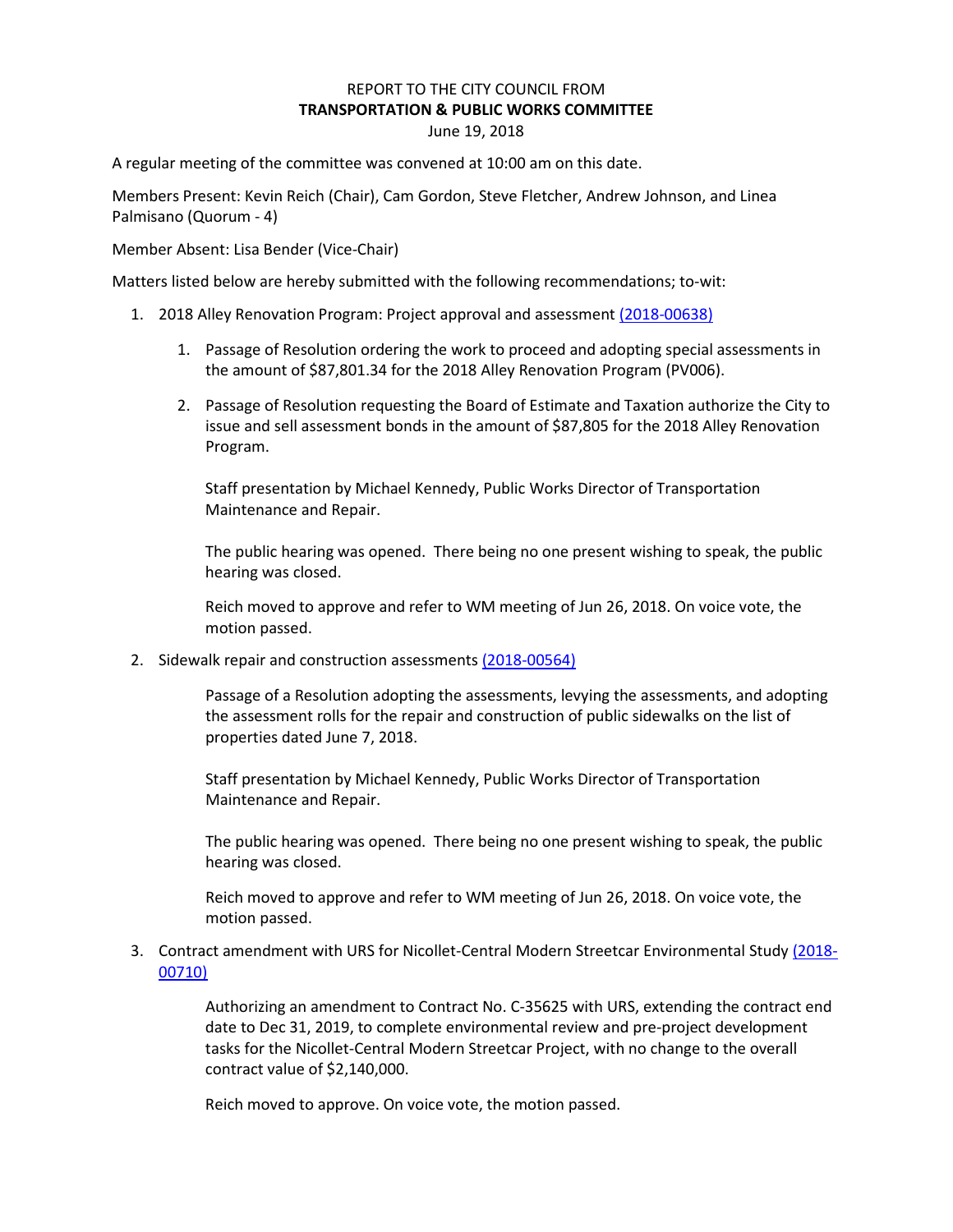REPORT TO THE CITY COUNCIL FROM

**TRANSPORTATION & PUBLIC WORKS COMMITTEE**

June 19, 2018

A regular meeting of the committee was convened at 10:00 am on this date.

Members Present: Kevin Reich (Chair), Cam Gordon, Steve Fletcher, Andrew Johnson, and Linea Palmisano (Quorum - 4)

Member Absent: Lisa Bender (Vice-Chair)

Matters listed below are hereby submitted with the following recommendations; to-wit:

1. 2018 Alley Renovation Program: Project approval and assessment (2018-00638)

   1. Passage of Resolution ordering the work to proceed and adopting special assessments in the amount of $87,801.34 for the 2018 Alley Renovation Program (PV006).

   2. Passage of Resolution requesting the Board of Estimate and Taxation authorize the City to issue and sell assessment bonds in the amount of $87,805 for the 2018 Alley Renovation Program.

      Staff presentation by Michael Kennedy, Public Works Director of Transportation Maintenance and Repair.

      The public hearing was opened. There being no one present wishing to speak, the public hearing was closed.

      Reich moved to approve and refer to WM meeting of Jun 26, 2018. On voice vote, the motion passed.

2. Sidewalk repair and construction assessments (2018-00564)

   Passage of a Resolution adopting the assessments, levying the assessments, and adopting the assessment rolls for the repair and construction of public sidewalks on the list of properties dated June 7, 2018.

   Staff presentation by Michael Kennedy, Public Works Director of Transportation Maintenance and Repair.

   The public hearing was opened. There being no one present wishing to speak, the public hearing was closed.

   Reich moved to approve and refer to WM meeting of Jun 26, 2018. On voice vote, the motion passed.

3. Contract amendment with URS for Nicollet-Central Modern Streetcar Environmental Study (2018-00710)

   Authorizing an amendment to Contract No. C-35625 with URS, extending the contract end date to Dec 31, 2019, to complete environmental review and pre-project development tasks for the Nicollet-Central Modern Streetcar Project, with no change to the overall contract value of $2,140,000.

   Reich moved to approve. On voice vote, the motion passed.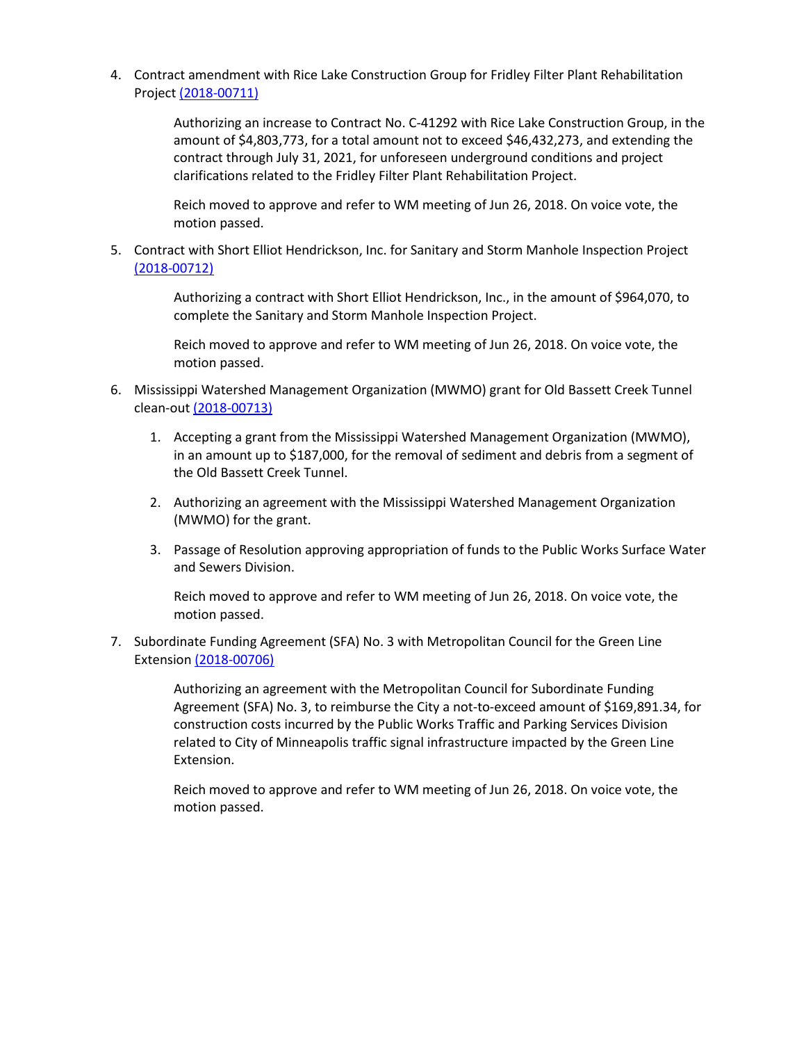4. Contract amendment with Rice Lake Construction Group for Fridley Filter Plant Rehabilitation Project (2018-00711)

   Authorizing an increase to Contract No. C-41292 with Rice Lake Construction Group, in the amount of $4,803,773, for a total amount not to exceed $46,432,273, and extending the contract through July 31, 2021, for unforeseen underground conditions and project clarifications related to the Fridley Filter Plant Rehabilitation Project.

   Reich moved to approve and refer to WM meeting of Jun 26, 2018. On voice vote, the motion passed.

5. Contract with Short Elliot Hendrickson, Inc. for Sanitary and Storm Manhole Inspection Project (2018-00712)

   Authorizing a contract with Short Elliot Hendrickson, Inc., in the amount of $964,070, to complete the Sanitary and Storm Manhole Inspection Project.

   Reich moved to approve and refer to WM meeting of Jun 26, 2018. On voice vote, the motion passed.

6. Mississippi Watershed Management Organization (MWMO) grant for Old Bassett Creek Tunnel clean-out (2018-00713)

   1. Accepting a grant from the Mississippi Watershed Management Organization (MWMO), in an amount up to $187,000, for the removal of sediment and debris from a segment of the Old Bassett Creek Tunnel.
   2. Authorizing an agreement with the Mississippi Watershed Management Organization (MWMO) for the grant.
   3. Passage of Resolution approving appropriation of funds to the Public Works Surface Water and Sewers Division.

   Reich moved to approve and refer to WM meeting of Jun 26, 2018. On voice vote, the motion passed.

7. Subordinate Funding Agreement (SFA) No. 3 with Metropolitan Council for the Green Line Extension (2018-00706)

   Authorizing an agreement with the Metropolitan Council for Subordinate Funding Agreement (SFA) No. 3, to reimburse the City a not-to-exceed amount of $169,891.34, for construction costs incurred by the Public Works Traffic and Parking Services Division related to City of Minneapolis traffic signal infrastructure impacted by the Green Line Extension.

   Reich moved to approve and refer to WM meeting of Jun 26, 2018. On voice vote, the motion passed.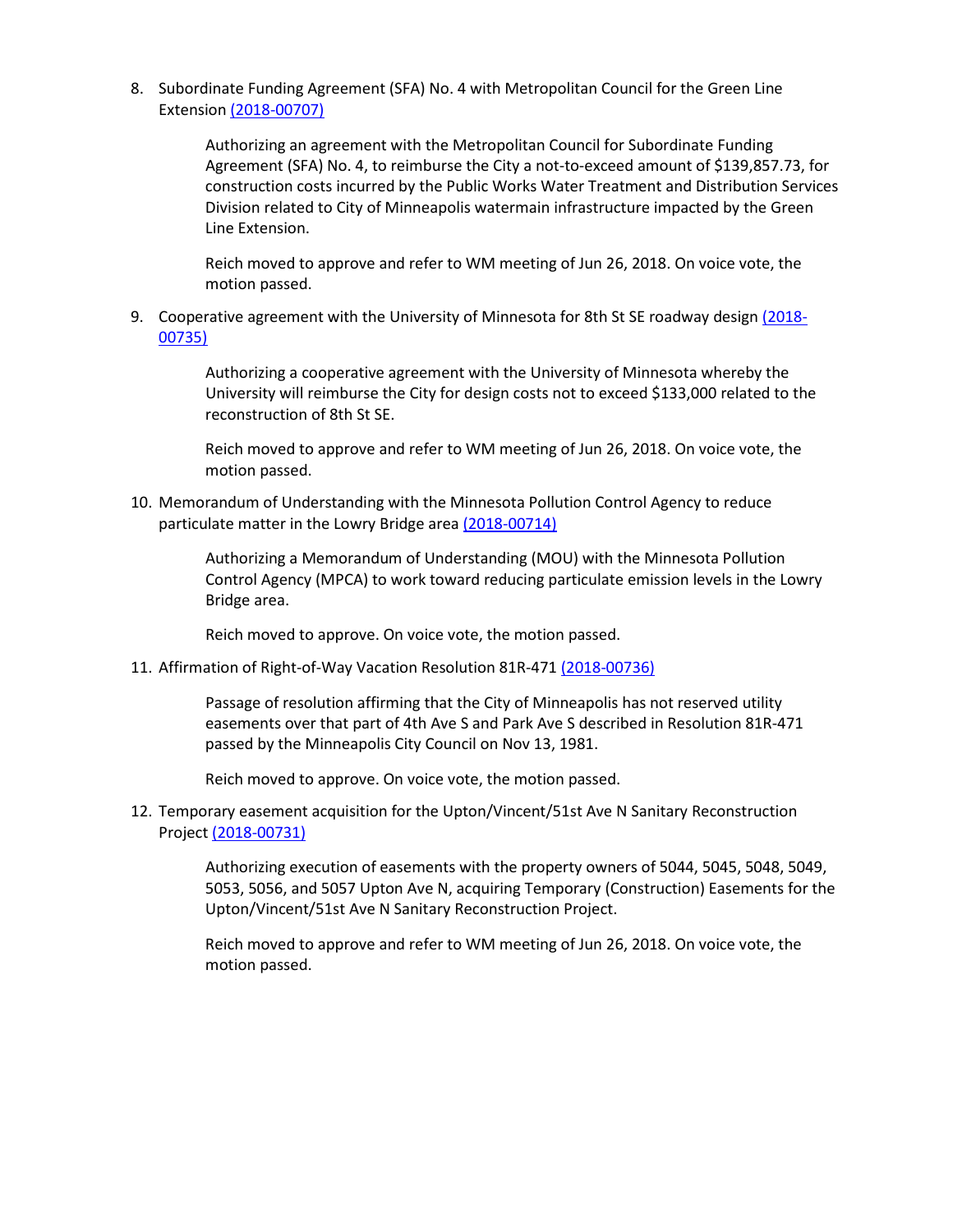8. Subordinate Funding Agreement (SFA) No. 4 with Metropolitan Council for the Green Line Extension (2018-00707)

    Authorizing an agreement with the Metropolitan Council for Subordinate Funding Agreement (SFA) No. 4, to reimburse the City a not-to-exceed amount of $139,857.73, for construction costs incurred by the Public Works Water Treatment and Distribution Services Division related to City of Minneapolis watermain infrastructure impacted by the Green Line Extension.

    Reich moved to approve and refer to WM meeting of Jun 26, 2018. On voice vote, the motion passed.

9. Cooperative agreement with the University of Minnesota for 8th St SE roadway design (2018-00735)

    Authorizing a cooperative agreement with the University of Minnesota whereby the University will reimburse the City for design costs not to exceed $133,000 related to the reconstruction of 8th St SE.

    Reich moved to approve and refer to WM meeting of Jun 26, 2018. On voice vote, the motion passed.

10. Memorandum of Understanding with the Minnesota Pollution Control Agency to reduce particulate matter in the Lowry Bridge area (2018-00714)

    Authorizing a Memorandum of Understanding (MOU) with the Minnesota Pollution Control Agency (MPCA) to work toward reducing particulate emission levels in the Lowry Bridge area.

    Reich moved to approve. On voice vote, the motion passed.

11. Affirmation of Right-of-Way Vacation Resolution 81R-471 (2018-00736)

    Passage of resolution affirming that the City of Minneapolis has not reserved utility easements over that part of 4th Ave S and Park Ave S described in Resolution 81R-471 passed by the Minneapolis City Council on Nov 13, 1981.

    Reich moved to approve. On voice vote, the motion passed.

12. Temporary easement acquisition for the Upton/Vincent/51st Ave N Sanitary Reconstruction Project (2018-00731)

    Authorizing execution of easements with the property owners of 5044, 5045, 5048, 5049, 5053, 5056, and 5057 Upton Ave N, acquiring Temporary (Construction) Easements for the Upton/Vincent/51st Ave N Sanitary Reconstruction Project.

    Reich moved to approve and refer to WM meeting of Jun 26, 2018. On voice vote, the motion passed.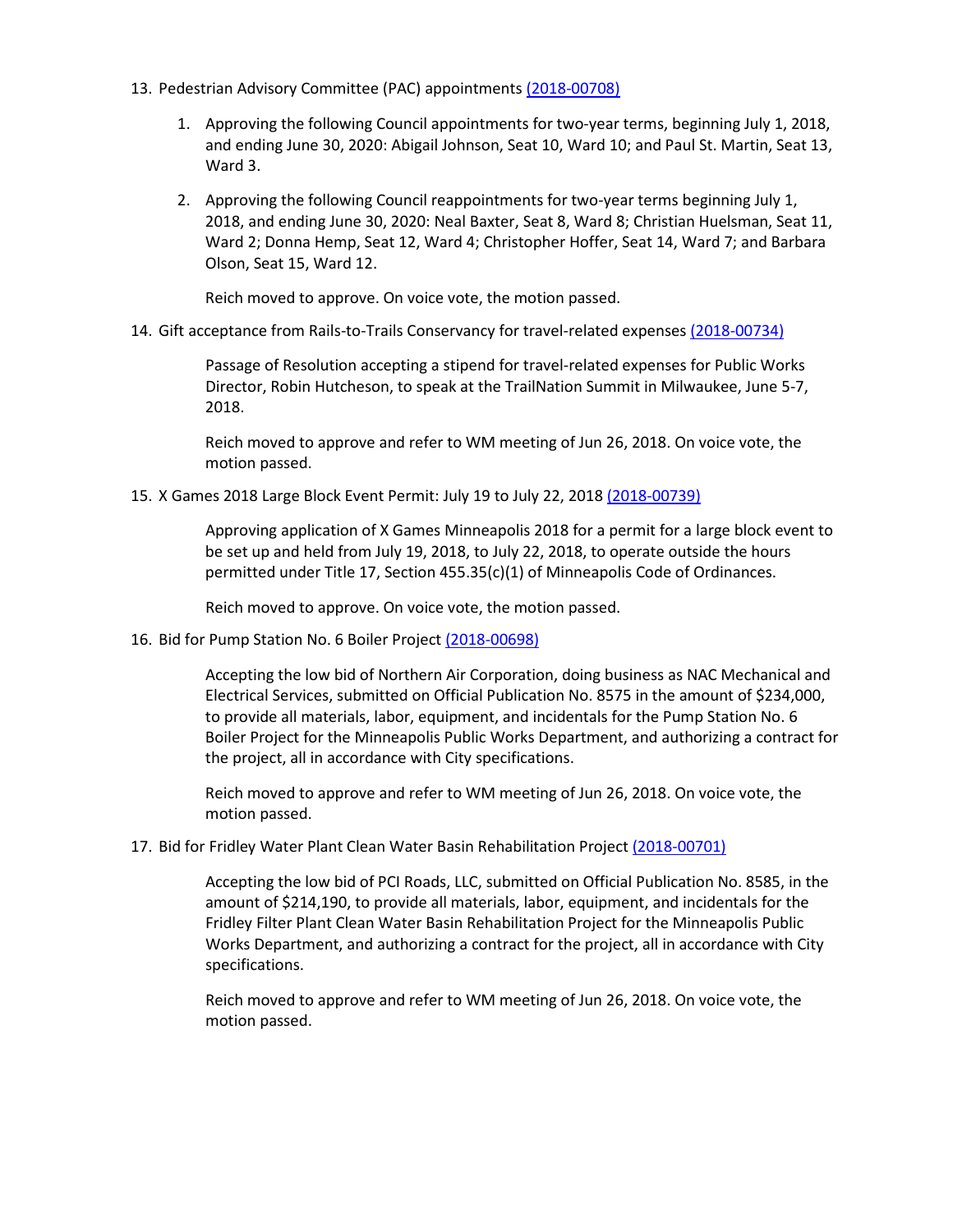13. Pedestrian Advisory Committee (PAC) appointments (2018-00708)

    1. Approving the following Council appointments for two-year terms, beginning July 1, 2018, and ending June 30, 2020: Abigail Johnson, Seat 10, Ward 10; and Paul St. Martin, Seat 13, Ward 3.

    2. Approving the following Council reappointments for two-year terms beginning July 1, 2018, and ending June 30, 2020: Neal Baxter, Seat 8, Ward 8; Christian Huelsman, Seat 11, Ward 2; Donna Hemp, Seat 12, Ward 4; Christopher Hoffer, Seat 14, Ward 7; and Barbara Olson, Seat 15, Ward 12.

    Reich moved to approve. On voice vote, the motion passed.

14. Gift acceptance from Rails-to-Trails Conservancy for travel-related expenses (2018-00734)

    Passage of Resolution accepting a stipend for travel-related expenses for Public Works Director, Robin Hutcheson, to speak at the TrailNation Summit in Milwaukee, June 5-7, 2018.

    Reich moved to approve and refer to WM meeting of Jun 26, 2018. On voice vote, the motion passed.

15. X Games 2018 Large Block Event Permit: July 19 to July 22, 2018 (2018-00739)

    Approving application of X Games Minneapolis 2018 for a permit for a large block event to be set up and held from July 19, 2018, to July 22, 2018, to operate outside the hours permitted under Title 17, Section 455.35(c)(1) of Minneapolis Code of Ordinances.

    Reich moved to approve. On voice vote, the motion passed.

16. Bid for Pump Station No. 6 Boiler Project (2018-00698)

    Accepting the low bid of Northern Air Corporation, doing business as NAC Mechanical and Electrical Services, submitted on Official Publication No. 8575 in the amount of $234,000, to provide all materials, labor, equipment, and incidentals for the Pump Station No. 6 Boiler Project for the Minneapolis Public Works Department, and authorizing a contract for the project, all in accordance with City specifications.

    Reich moved to approve and refer to WM meeting of Jun 26, 2018. On voice vote, the motion passed.

17. Bid for Fridley Water Plant Clean Water Basin Rehabilitation Project (2018-00701)

    Accepting the low bid of PCI Roads, LLC, submitted on Official Publication No. 8585, in the amount of $214,190, to provide all materials, labor, equipment, and incidentals for the Fridley Filter Plant Clean Water Basin Rehabilitation Project for the Minneapolis Public Works Department, and authorizing a contract for the project, all in accordance with City specifications.

    Reich moved to approve and refer to WM meeting of Jun 26, 2018. On voice vote, the motion passed.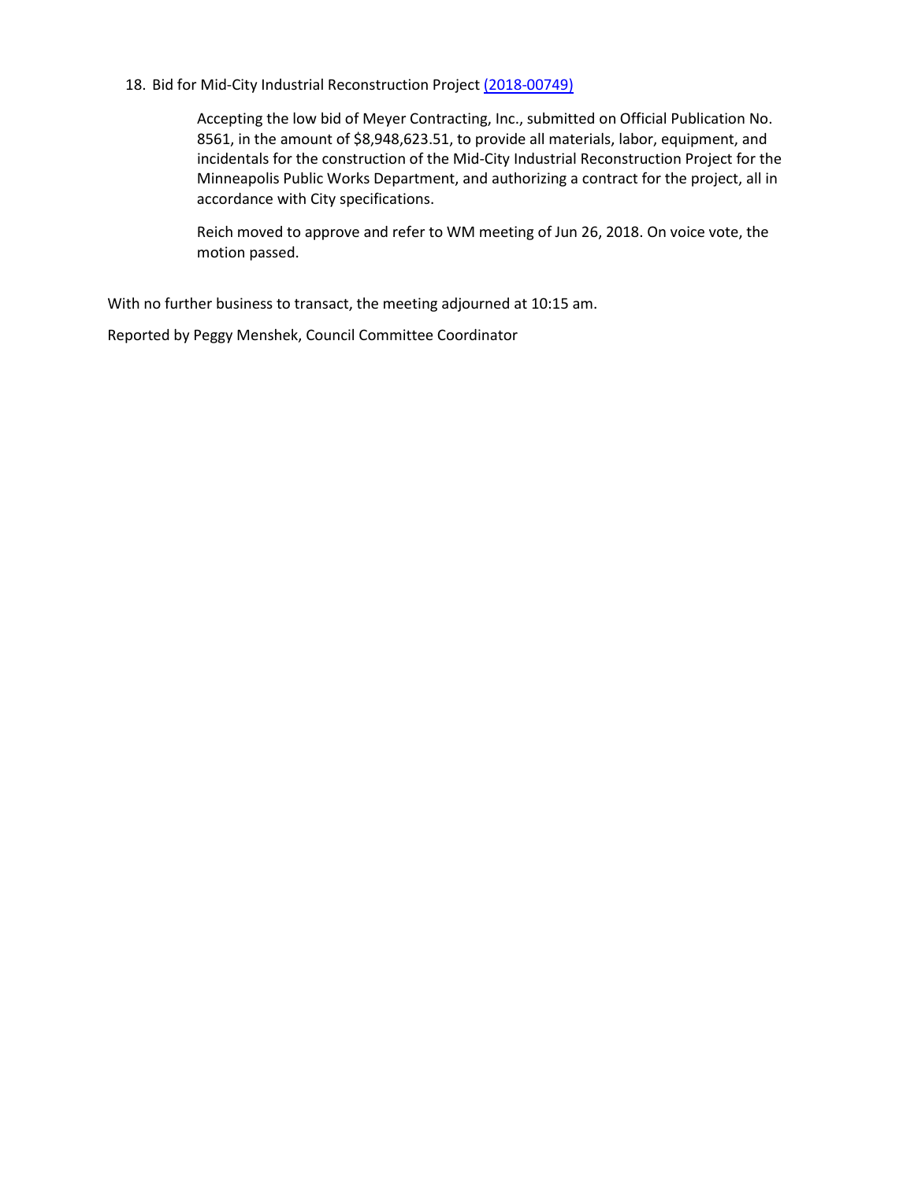18. Bid for Mid-City Industrial Reconstruction Project (2018-00749)

Accepting the low bid of Meyer Contracting, Inc., submitted on Official Publication No. 8561, in the amount of $8,948,623.51, to provide all materials, labor, equipment, and incidentals for the construction of the Mid-City Industrial Reconstruction Project for the Minneapolis Public Works Department, and authorizing a contract for the project, all in accordance with City specifications.

Reich moved to approve and refer to WM meeting of Jun 26, 2018. On voice vote, the motion passed.

With no further business to transact, the meeting adjourned at 10:15 am.

Reported by Peggy Menshek, Council Committee Coordinator